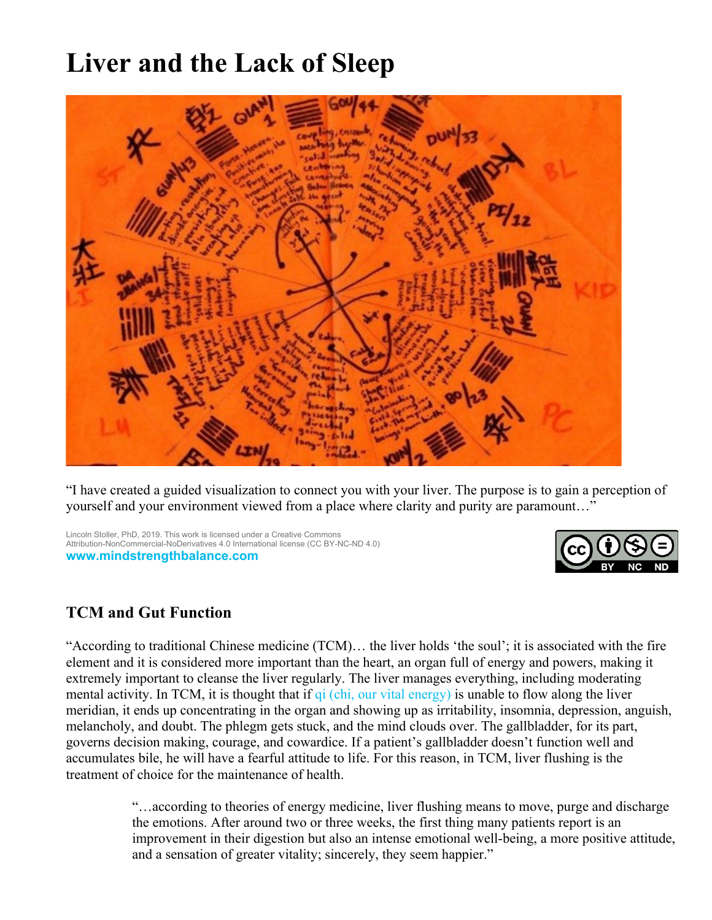# Liver and the Lack of Sleep

"I have created a guided visualization to connect you with your liver. The purpose is to gain a perception of yourself and your environment viewed from a place where clarity and purity are paramount…"

Lincoln Stoller, PhD, 2019. This work is licensed under a Creative Commons Attribution-NonCommercial-NoDerivatives 4.0 International license (CC BY-NC-ND 4.0)
**www.mindstrengthbalance.com**

## TCM and Gut Function

"According to traditional Chinese medicine (TCM)… the liver holds 'the soul'; it is associated with the fire element and it is considered more important than the heart, an organ full of energy and powers, making it extremely important to cleanse the liver regularly. The liver manages everything, including moderating mental activity. In TCM, it is thought that if qi (chi, our vital energy) is unable to flow along the liver meridian, it ends up concentrating in the organ and showing up as irritability, insomnia, depression, anguish, melancholy, and doubt. The phlegm gets stuck, and the mind clouds over. The gallbladder, for its part, governs decision making, courage, and cowardice. If a patient's gallbladder doesn't function well and accumulates bile, he will have a fearful attitude to life. For this reason, in TCM, liver flushing is the treatment of choice for the maintenance of health.

> "…according to theories of energy medicine, liver flushing means to move, purge and discharge the emotions. After around two or three weeks, the first thing many patients report is an improvement in their digestion but also an intense emotional well-being, a more positive attitude, and a sensation of greater vitality; sincerely, they seem happier."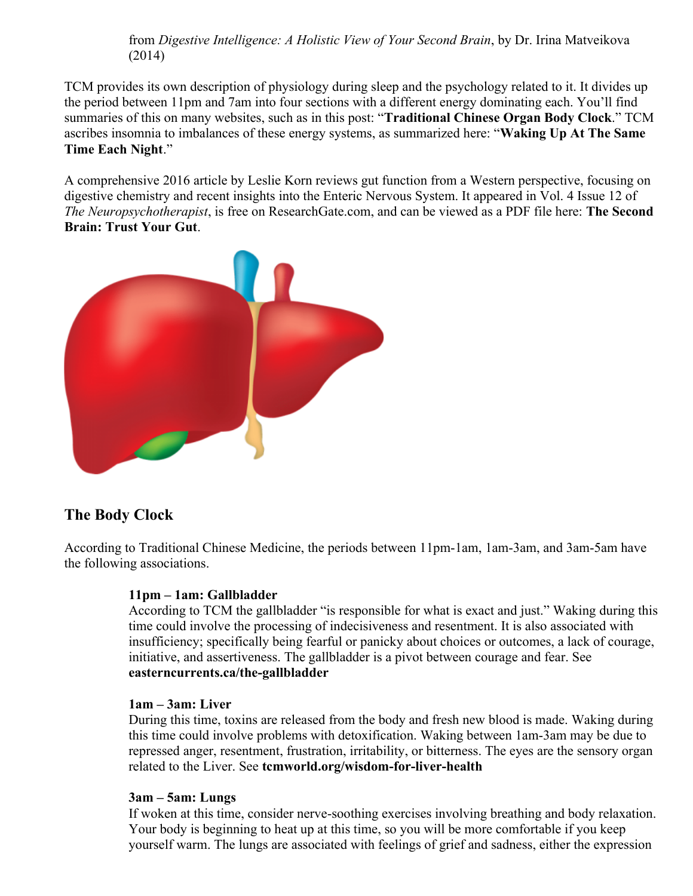from *Digestive Intelligence: A Holistic View of Your Second Brain*, by Dr. Irina Matveikova (2014)

TCM provides its own description of physiology during sleep and the psychology related to it. It divides up the period between 11pm and 7am into four sections with a different energy dominating each. You'll find summaries of this on many websites, such as in this post: "**Traditional Chinese Organ Body Clock**." TCM ascribes insomnia to imbalances of these energy systems, as summarized here: "**Waking Up At The Same Time Each Night**."

A comprehensive 2016 article by Leslie Korn reviews gut function from a Western perspective, focusing on digestive chemistry and recent insights into the Enteric Nervous System. It appeared in Vol. 4 Issue 12 of *The Neuropsychotherapist*, is free on ResearchGate.com, and can be viewed as a PDF file here: **The Second Brain: Trust Your Gut**.

## The Body Clock

According to Traditional Chinese Medicine, the periods between 11pm-1am, 1am-3am, and 3am-5am have the following associations.

**11pm – 1am: Gallbladder**
According to TCM the gallbladder "is responsible for what is exact and just." Waking during this time could involve the processing of indecisiveness and resentment. It is also associated with insufficiency; specifically being fearful or panicky about choices or outcomes, a lack of courage, initiative, and assertiveness. The gallbladder is a pivot between courage and fear. See **easterncurrents.ca/the-gallbladder**

**1am – 3am: Liver**
During this time, toxins are released from the body and fresh new blood is made. Waking during this time could involve problems with detoxification. Waking between 1am-3am may be due to repressed anger, resentment, frustration, irritability, or bitterness. The eyes are the sensory organ related to the Liver. See **tcmworld.org/wisdom-for-liver-health**

**3am – 5am: Lungs**
If woken at this time, consider nerve-soothing exercises involving breathing and body relaxation. Your body is beginning to heat up at this time, so you will be more comfortable if you keep yourself warm. The lungs are associated with feelings of grief and sadness, either the expression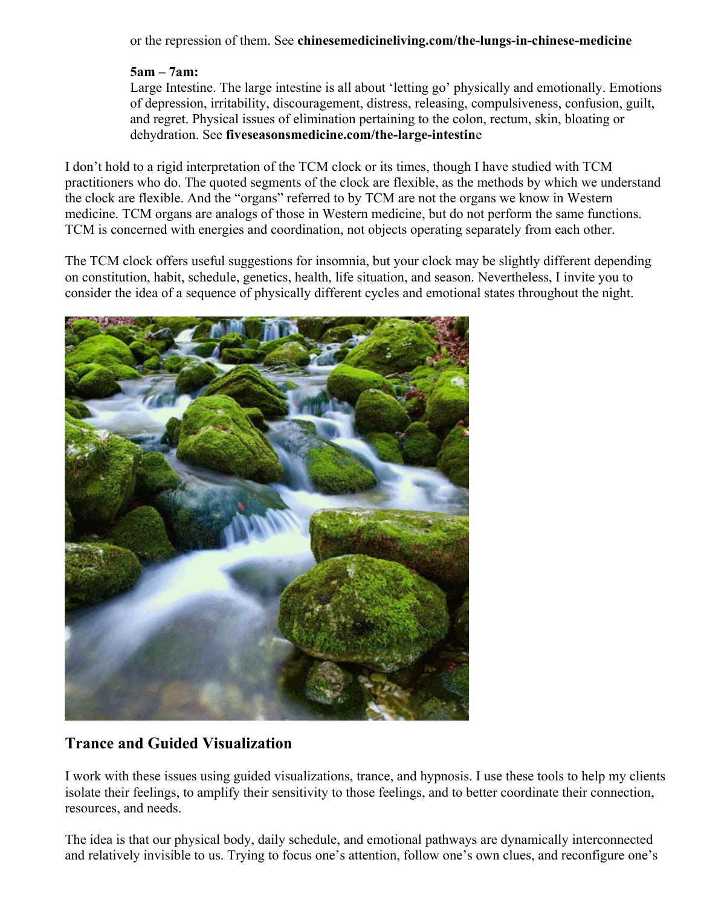or the repression of them. See **chinesemedicineliving.com/the-lungs-in-chinese-medicine**

**5am – 7am:**
Large Intestine. The large intestine is all about 'letting go' physically and emotionally. Emotions of depression, irritability, discouragement, distress, releasing, compulsiveness, confusion, guilt, and regret. Physical issues of elimination pertaining to the colon, rectum, skin, bloating or dehydration. See **fiveseasonsmedicine.com/the-large-intestine**

I don't hold to a rigid interpretation of the TCM clock or its times, though I have studied with TCM practitioners who do. The quoted segments of the clock are flexible, as the methods by which we understand the clock are flexible. And the "organs" referred to by TCM are not the organs we know in Western medicine. TCM organs are analogs of those in Western medicine, but do not perform the same functions. TCM is concerned with energies and coordination, not objects operating separately from each other.

The TCM clock offers useful suggestions for insomnia, but your clock may be slightly different depending on constitution, habit, schedule, genetics, health, life situation, and season. Nevertheless, I invite you to consider the idea of a sequence of physically different cycles and emotional states throughout the night.

## Trance and Guided Visualization

I work with these issues using guided visualizations, trance, and hypnosis. I use these tools to help my clients isolate their feelings, to amplify their sensitivity to those feelings, and to better coordinate their connection, resources, and needs.

The idea is that our physical body, daily schedule, and emotional pathways are dynamically interconnected and relatively invisible to us. Trying to focus one's attention, follow one's own clues, and reconfigure one's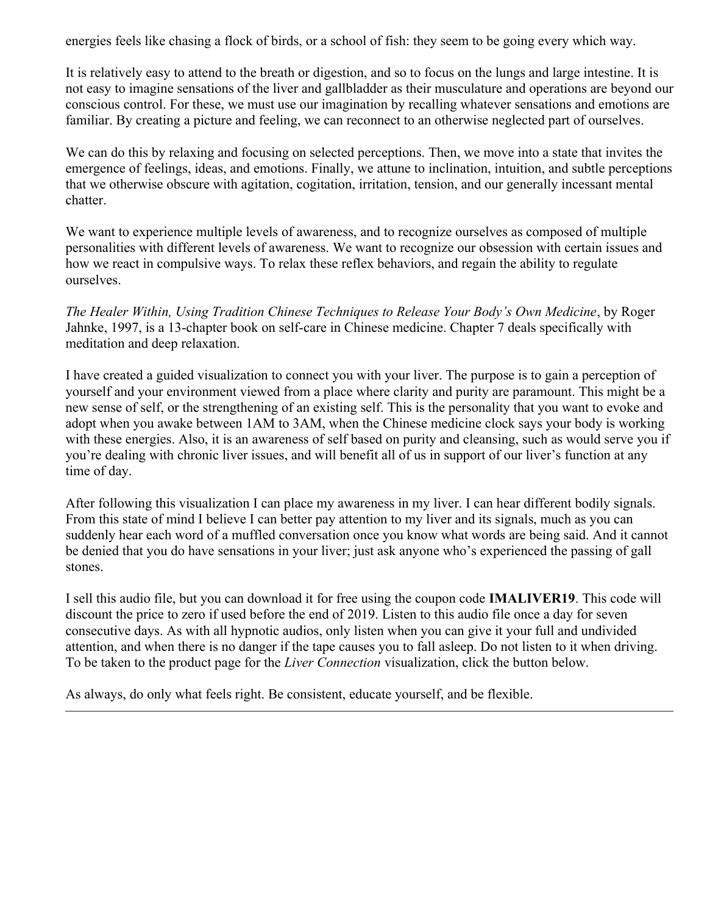energies feels like chasing a flock of birds, or a school of fish: they seem to be going every which way.

It is relatively easy to attend to the breath or digestion, and so to focus on the lungs and large intestine. It is not easy to imagine sensations of the liver and gallbladder as their musculature and operations are beyond our conscious control. For these, we must use our imagination by recalling whatever sensations and emotions are familiar. By creating a picture and feeling, we can reconnect to an otherwise neglected part of ourselves.

We can do this by relaxing and focusing on selected perceptions. Then, we move into a state that invites the emergence of feelings, ideas, and emotions. Finally, we attune to inclination, intuition, and subtle perceptions that we otherwise obscure with agitation, cogitation, irritation, tension, and our generally incessant mental chatter.

We want to experience multiple levels of awareness, and to recognize ourselves as composed of multiple personalities with different levels of awareness. We want to recognize our obsession with certain issues and how we react in compulsive ways. To relax these reflex behaviors, and regain the ability to regulate ourselves.

*The Healer Within, Using Tradition Chinese Techniques to Release Your Body's Own Medicine*, by Roger Jahnke, 1997, is a 13-chapter book on self-care in Chinese medicine. Chapter 7 deals specifically with meditation and deep relaxation.

I have created a guided visualization to connect you with your liver. The purpose is to gain a perception of yourself and your environment viewed from a place where clarity and purity are paramount. This might be a new sense of self, or the strengthening of an existing self. This is the personality that you want to evoke and adopt when you awake between 1AM to 3AM, when the Chinese medicine clock says your body is working with these energies. Also, it is an awareness of self based on purity and cleansing, such as would serve you if you're dealing with chronic liver issues, and will benefit all of us in support of our liver's function at any time of day.

After following this visualization I can place my awareness in my liver. I can hear different bodily signals. From this state of mind I believe I can better pay attention to my liver and its signals, much as you can suddenly hear each word of a muffled conversation once you know what words are being said. And it cannot be denied that you do have sensations in your liver; just ask anyone who's experienced the passing of gall stones.

I sell this audio file, but you can download it for free using the coupon code **IMALIVER19**. This code will discount the price to zero if used before the end of 2019. Listen to this audio file once a day for seven consecutive days. As with all hypnotic audios, only listen when you can give it your full and undivided attention, and when there is no danger if the tape causes you to fall asleep. Do not listen to it when driving. To be taken to the product page for the *Liver Connection* visualization, click the button below.

As always, do only what feels right. Be consistent, educate yourself, and be flexible.

---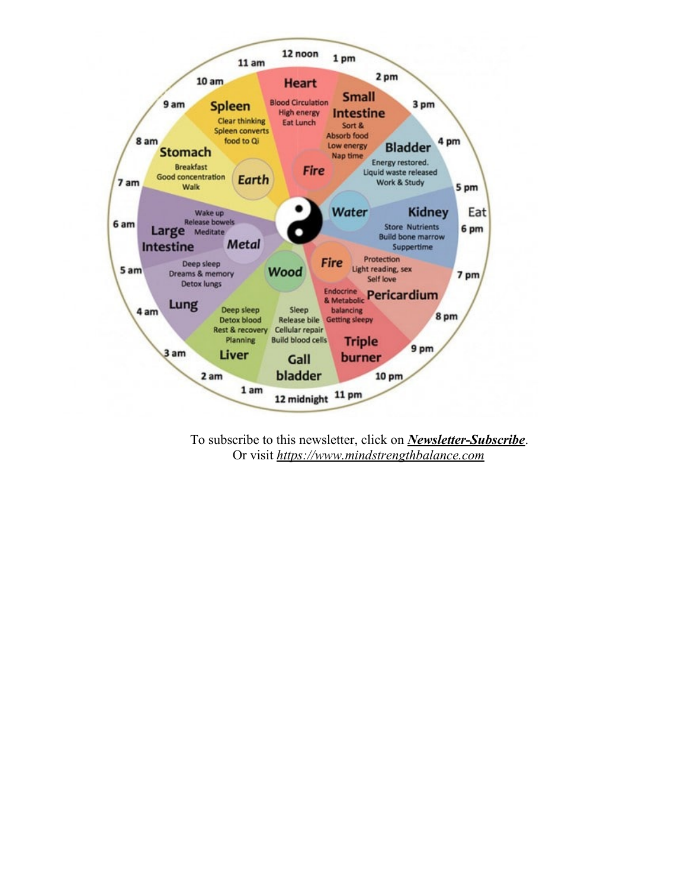12 noon
1 pm
2 pm
3 pm
4 pm
5 pm
Eat
6 pm
7 pm
8 pm
9 pm
10 pm
11 pm
12 midnight
1 am
2 am
3 am
4 am
5 am
6 am
7 am
8 am
9 am
10 am
11 am

Heart
Blood Circulation
High energy
Eat Lunch

Small Intestine
Sort &
Absorb food
Low energy
Nap time

Fire

Bladder
Energy restored.
Liquid waste released
Work & Study

Water

Kidney
Store Nutrients
Build bone marrow
Suppertime

Fire

Pericardium
Protection
Light reading, sex
Self love

Triple burner
Endocrine
& Metabolic
balancing
Getting sleepy

Gall bladder
Sleep
Release bile
Cellular repair
Build blood cells

Wood

Liver
Deep sleep
Detox blood
Rest & recovery
Planning

Lung
Deep sleep
Dreams & memory
Detox lungs

Metal

Large Intestine
Wake up
Release bowels
Meditate

Stomach
Breakfast
Good concentration
Walk

Earth

Spleen
Clear thinking
Spleen converts
food to Qi

To subscribe to this newsletter, click on ***Newsletter-Subscribe***.
Or visit *https://www.mindstrengthbalance.com*